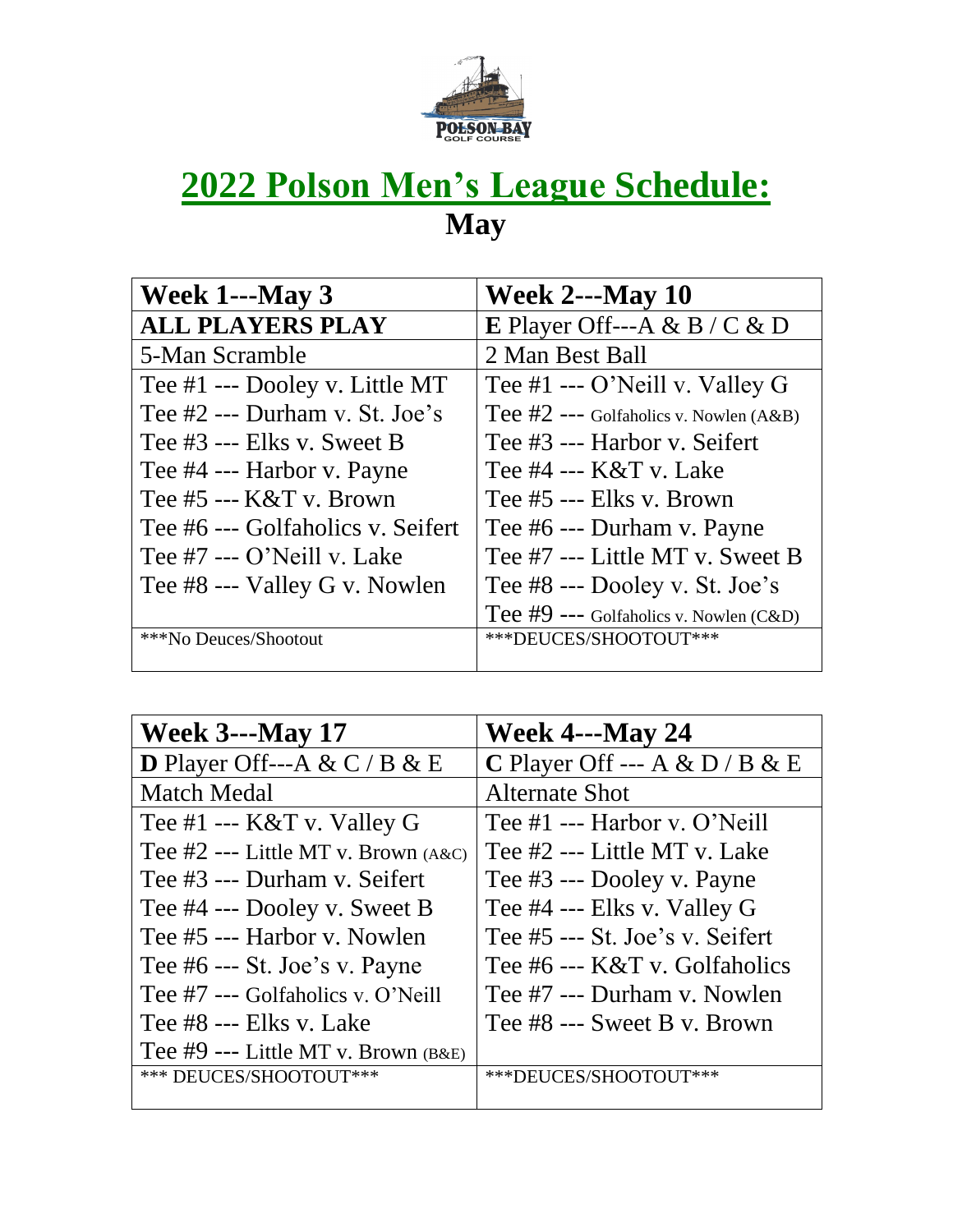# 2022 Polson Men's League Schedule:

## May

| Week 1---May 3 | Week 2---May 10 |
|---|---|
| **ALL PLAYERS PLAY** | **E** Player Off---A & B / C & D |
| 5-Man Scramble | 2 Man Best Ball |
| Tee #1 --- Dooley v. Little MT | Tee #1 --- O'Neill v. Valley G |
| Tee #2 --- Durham v. St. Joe's | Tee #2 --- Golfaholics v. Nowlen (A&B) |
| Tee #3 --- Elks v. Sweet B | Tee #3 --- Harbor v. Seifert |
| Tee #4 --- Harbor v. Payne | Tee #4 --- K&T v. Lake |
| Tee #5 --- K&T v. Brown | Tee #5 --- Elks v. Brown |
| Tee #6 --- Golfaholics v. Seifert | Tee #6 --- Durham v. Payne |
| Tee #7 --- O'Neill v. Lake | Tee #7 --- Little MT v. Sweet B |
| Tee #8 --- Valley G v. Nowlen | Tee #8 --- Dooley v. St. Joe's |
| | Tee #9 --- Golfaholics v. Nowlen (C&D) |
| ***No Deuces/Shootout | ***DEUCES/SHOOTOUT*** |

| Week 3---May 17 | Week 4---May 24 |
|---|---|
| **D** Player Off---A & C / B & E | **C** Player Off --- A & D / B & E |
| Match Medal | Alternate Shot |
| Tee #1 --- K&T v. Valley G | Tee #1 --- Harbor v. O'Neill |
| Tee #2 --- Little MT v. Brown (A&C) | Tee #2 --- Little MT v. Lake |
| Tee #3 --- Durham v. Seifert | Tee #3 --- Dooley v. Payne |
| Tee #4 --- Dooley v. Sweet B | Tee #4 --- Elks v. Valley G |
| Tee #5 --- Harbor v. Nowlen | Tee #5 --- St. Joe's v. Seifert |
| Tee #6 --- St. Joe's v. Payne | Tee #6 --- K&T v. Golfaholics |
| Tee #7 --- Golfaholics v. O'Neill | Tee #7 --- Durham v. Nowlen |
| Tee #8 --- Elks v. Lake | Tee #8 --- Sweet B v. Brown |
| Tee #9 --- Little MT v. Brown (B&E) | |
| *** DEUCES/SHOOTOUT*** | ***DEUCES/SHOOTOUT*** |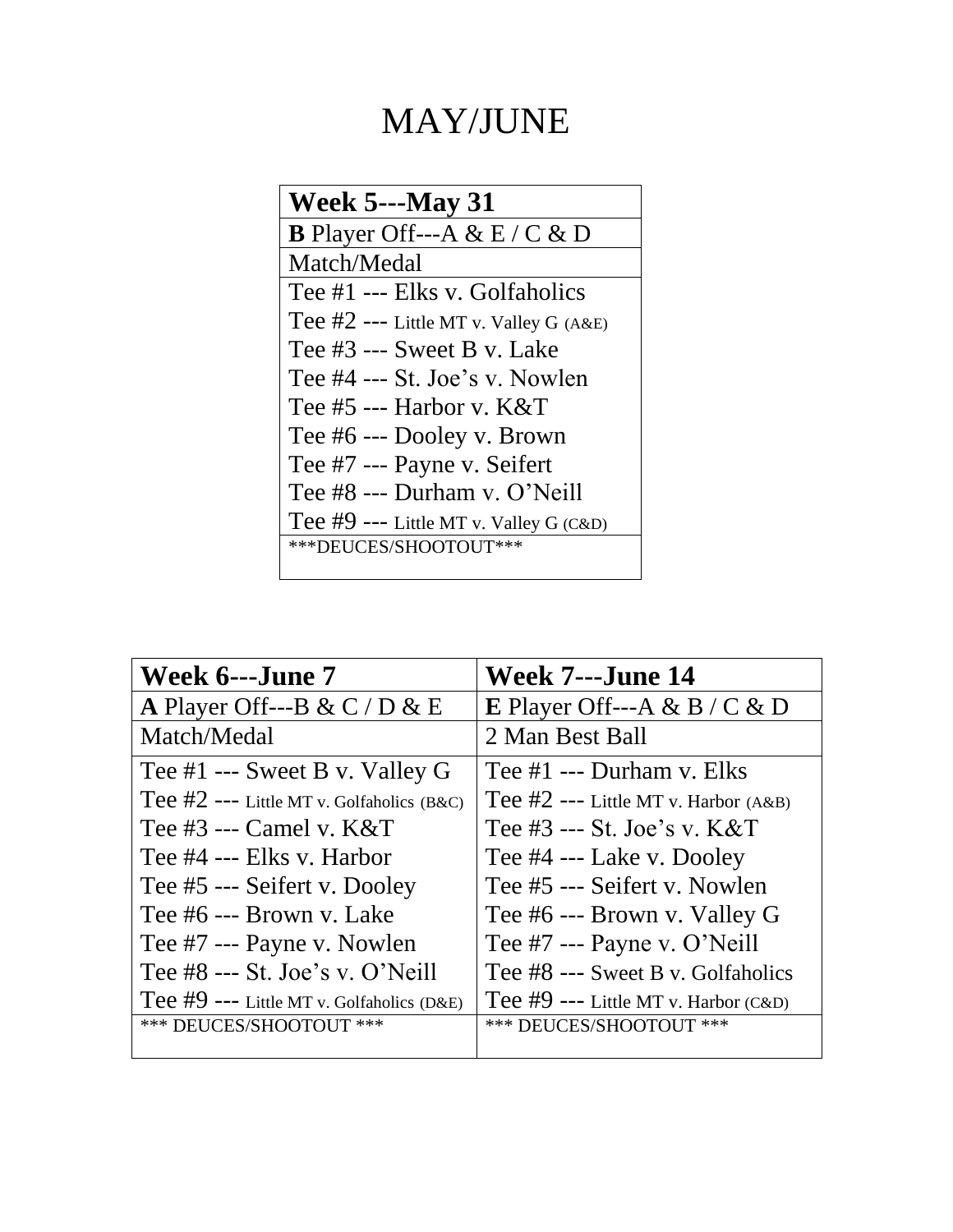# MAY/JUNE

| **Week 5---May 31** |
|---|
| **B** Player Off---A & E / C & D |
| Match/Medal |
| Tee #1 --- Elks v. Golfaholics<br>Tee #2 --- Little MT v. Valley G (A&E)<br>Tee #3 --- Sweet B v. Lake<br>Tee #4 --- St. Joe's v. Nowlen<br>Tee #5 --- Harbor v. K&T<br>Tee #6 --- Dooley v. Brown<br>Tee #7 --- Payne v. Seifert<br>Tee #8 --- Durham v. O'Neill<br>Tee #9 --- Little MT v. Valley G (C&D) |
| ***DEUCES/SHOOTOUT*** |

| **Week 6---June 7** | **Week 7---June 14** |
|---|---|
| **A** Player Off---B & C / D & E | **E** Player Off---A & B / C & D |
| Match/Medal | 2 Man Best Ball |
| Tee #1 --- Sweet B v. Valley G<br>Tee #2 --- Little MT v. Golfaholics (B&C)<br>Tee #3 --- Camel v. K&T<br>Tee #4 --- Elks v. Harbor<br>Tee #5 --- Seifert v. Dooley<br>Tee #6 --- Brown v. Lake<br>Tee #7 --- Payne v. Nowlen<br>Tee #8 --- St. Joe's v. O'Neill<br>Tee #9 --- Little MT v. Golfaholics (D&E) | Tee #1 --- Durham v. Elks<br>Tee #2 --- Little MT v. Harbor (A&B)<br>Tee #3 --- St. Joe's v. K&T<br>Tee #4 --- Lake v. Dooley<br>Tee #5 --- Seifert v. Nowlen<br>Tee #6 --- Brown v. Valley G<br>Tee #7 --- Payne v. O'Neill<br>Tee #8 --- Sweet B v. Golfaholics<br>Tee #9 --- Little MT v. Harbor (C&D) |
| *** DEUCES/SHOOTOUT *** | *** DEUCES/SHOOTOUT *** |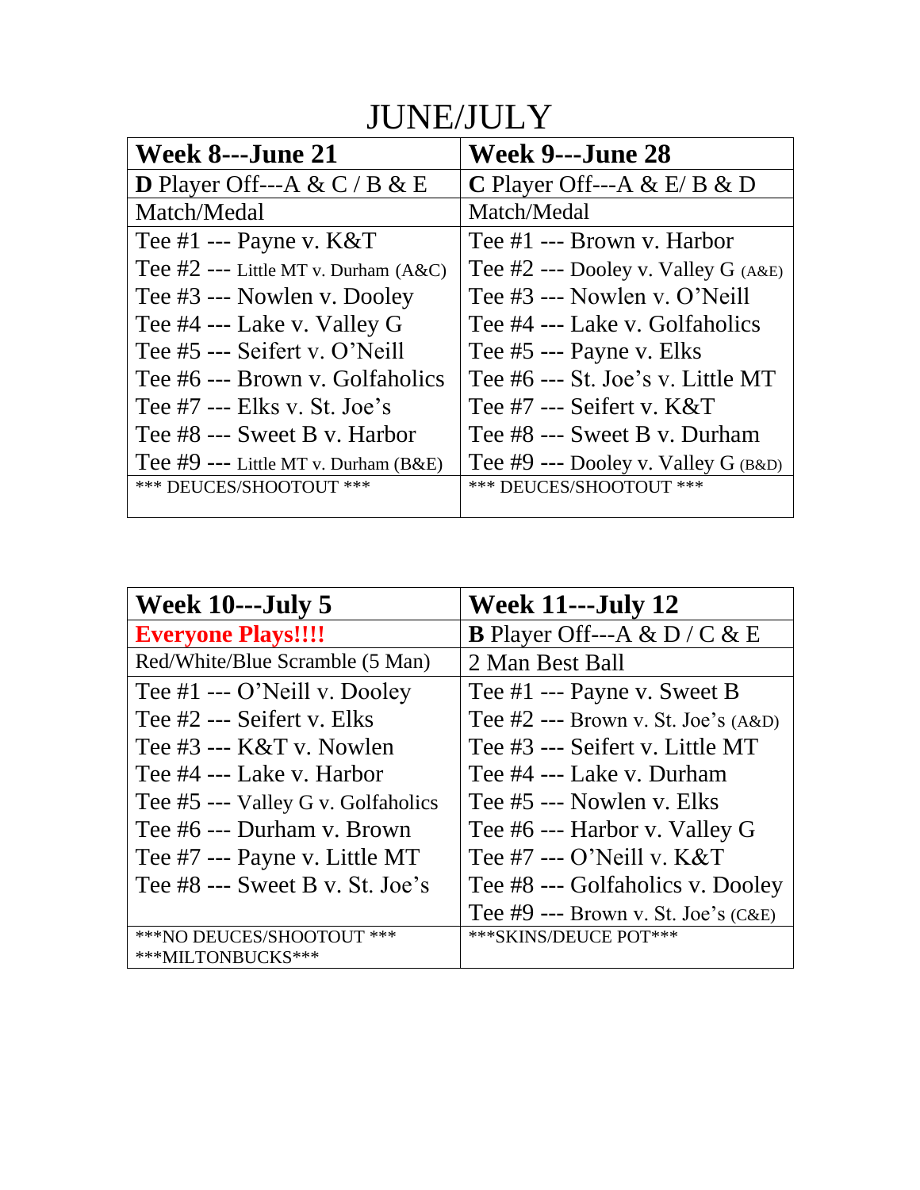# JUNE/JULY

| **Week 8---June 21** | **Week 9---June 28** |
|---|---|
| **D** Player Off---A & C / B & E | **C** Player Off---A & E/ B & D |
| Match/Medal | Match/Medal |
| Tee #1 --- Payne v. K&T | Tee #1 --- Brown v. Harbor |
| Tee #2 --- Little MT v. Durham (A&C) | Tee #2 --- Dooley v. Valley G (A&E) |
| Tee #3 --- Nowlen v. Dooley | Tee #3 --- Nowlen v. O'Neill |
| Tee #4 --- Lake v. Valley G | Tee #4 --- Lake v. Golfaholics |
| Tee #5 --- Seifert v. O'Neill | Tee #5 --- Payne v. Elks |
| Tee #6 --- Brown v. Golfaholics | Tee #6 --- St. Joe's v. Little MT |
| Tee #7 --- Elks v. St. Joe's | Tee #7 --- Seifert v. K&T |
| Tee #8 --- Sweet B v. Harbor | Tee #8 --- Sweet B v. Durham |
| Tee #9 --- Little MT v. Durham (B&E) | Tee #9 --- Dooley v. Valley G (B&D) |
| *** DEUCES/SHOOTOUT *** | *** DEUCES/SHOOTOUT *** |

| **Week 10---July 5** | **Week 11---July 12** |
|---|---|
| **Everyone Plays!!!!** | **B** Player Off---A & D / C & E |
| Red/White/Blue Scramble (5 Man) | 2 Man Best Ball |
| Tee #1 --- O'Neill v. Dooley | Tee #1 --- Payne v. Sweet B |
| Tee #2 --- Seifert v. Elks | Tee #2 --- Brown v. St. Joe's (A&D) |
| Tee #3 --- K&T v. Nowlen | Tee #3 --- Seifert v. Little MT |
| Tee #4 --- Lake v. Harbor | Tee #4 --- Lake v. Durham |
| Tee #5 --- Valley G v. Golfaholics | Tee #5 --- Nowlen v. Elks |
| Tee #6 --- Durham v. Brown | Tee #6 --- Harbor v. Valley G |
| Tee #7 --- Payne v. Little MT | Tee #7 --- O'Neill v. K&T |
| Tee #8 --- Sweet B v. St. Joe's | Tee #8 --- Golfaholics v. Dooley |
| | Tee #9 --- Brown v. St. Joe's (C&E) |
| ***NO DEUCES/SHOOTOUT *** ***MILTONBUCKS*** | ***SKINS/DEUCE POT*** |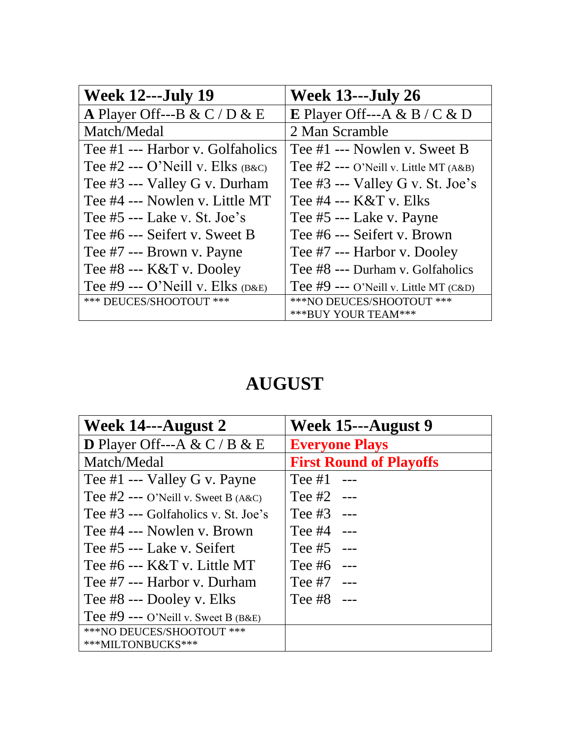| Week 12---July 19 | Week 13---July 26 |
|---|---|
| **A** Player Off---B & C / D & E | **E** Player Off---A & B / C & D |
| Match/Medal | 2 Man Scramble |
| Tee #1 --- Harbor v. Golfaholics | Tee #1 --- Nowlen v. Sweet B |
| Tee #2 --- O'Neill v. Elks (B&C) | Tee #2 --- O'Neill v. Little MT (A&B) |
| Tee #3 --- Valley G v. Durham | Tee #3 --- Valley G v. St. Joe's |
| Tee #4 --- Nowlen v. Little MT | Tee #4 --- K&T v. Elks |
| Tee #5 --- Lake v. St. Joe's | Tee #5 --- Lake v. Payne |
| Tee #6 --- Seifert v. Sweet B | Tee #6 --- Seifert v. Brown |
| Tee #7 --- Brown v. Payne | Tee #7 --- Harbor v. Dooley |
| Tee #8 --- K&T v. Dooley | Tee #8 --- Durham v. Golfaholics |
| Tee #9 --- O'Neill v. Elks (D&E) | Tee #9 --- O'Neill v. Little MT (C&D) |
| *** DEUCES/SHOOTOUT *** | ***NO DEUCES/SHOOTOUT *** ***BUY YOUR TEAM*** |

# AUGUST

| Week 14---August 2 | Week 15---August 9 |
|---|---|
| **D** Player Off---A & C / B & E | **Everyone Plays** |
| Match/Medal | **First Round of Playoffs** |
| Tee #1 --- Valley G v. Payne | Tee #1 --- |
| Tee #2 --- O'Neill v. Sweet B (A&C) | Tee #2 --- |
| Tee #3 --- Golfaholics v. St. Joe's | Tee #3 --- |
| Tee #4 --- Nowlen v. Brown | Tee #4 --- |
| Tee #5 --- Lake v. Seifert | Tee #5 --- |
| Tee #6 --- K&T v. Little MT | Tee #6 --- |
| Tee #7 --- Harbor v. Durham | Tee #7 --- |
| Tee #8 --- Dooley v. Elks | Tee #8 --- |
| Tee #9 --- O'Neill v. Sweet B (B&E) | |
| ***NO DEUCES/SHOOTOUT *** ***MILTONBUCKS*** | |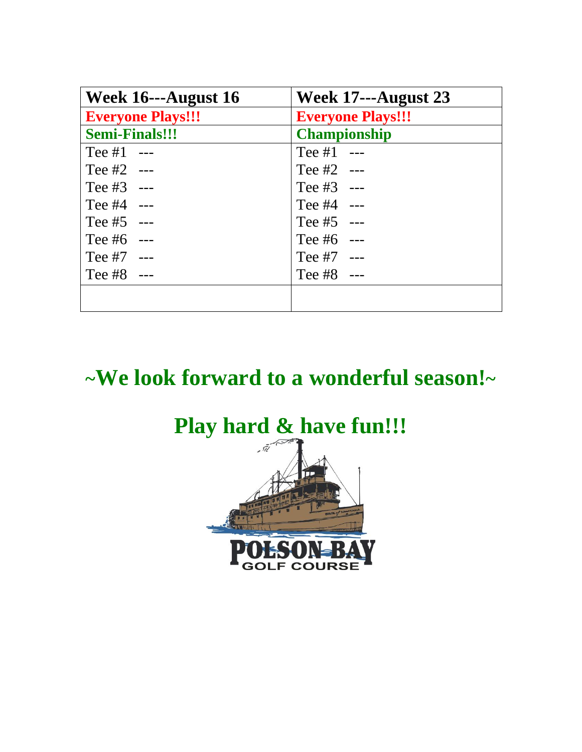| Week 16---August 16 | Week 17---August 23 |
|---|---|
| **Everyone Plays!!!** | **Everyone Plays!!!** |
| **Semi-Finals!!!** | **Championship** |
| Tee #1 --- | Tee #1 --- |
| Tee #2 --- | Tee #2 --- |
| Tee #3 --- | Tee #3 --- |
| Tee #4 --- | Tee #4 --- |
| Tee #5 --- | Tee #5 --- |
| Tee #6 --- | Tee #6 --- |
| Tee #7 --- | Tee #7 --- |
| Tee #8 --- | Tee #8 --- |
| | |

# ~We look forward to a wonderful season!~

# Play hard & have fun!!!

POLSON BAY
GOLF COURSE